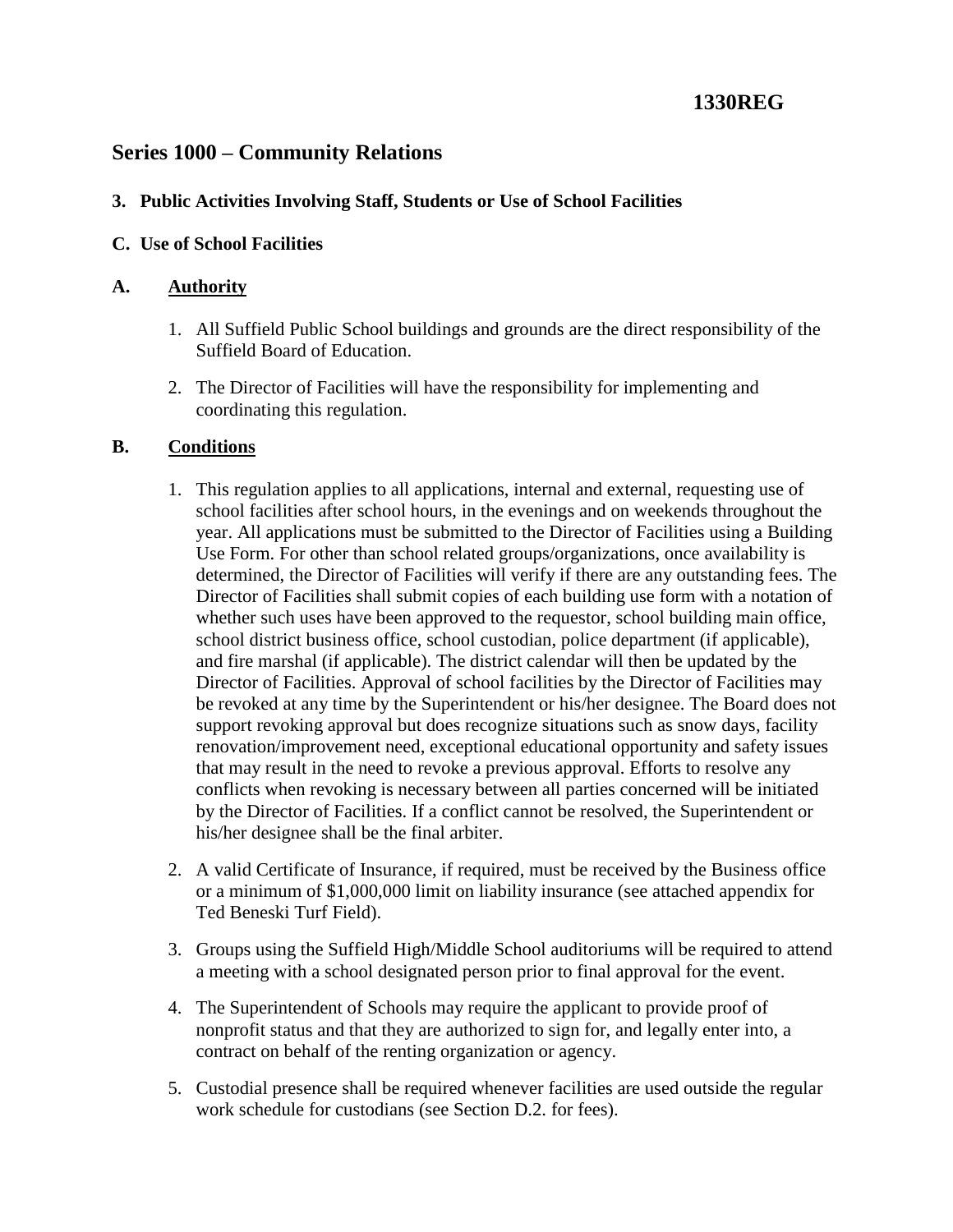**1330REG**

## Series 1000 – Community Relations

**3. Public Activities Involving Staff, Students or Use of School Facilities**

**C. Use of School Facilities**

### A. Authority

1. All Suffield Public School buildings and grounds are the direct responsibility of the Suffield Board of Education.
2. The Director of Facilities will have the responsibility for implementing and coordinating this regulation.

### B. Conditions

1. This regulation applies to all applications, internal and external, requesting use of school facilities after school hours, in the evenings and on weekends throughout the year. All applications must be submitted to the Director of Facilities using a Building Use Form. For other than school related groups/organizations, once availability is determined, the Director of Facilities will verify if there are any outstanding fees. The Director of Facilities shall submit copies of each building use form with a notation of whether such uses have been approved to the requestor, school building main office, school district business office, school custodian, police department (if applicable), and fire marshal (if applicable). The district calendar will then be updated by the Director of Facilities. Approval of school facilities by the Director of Facilities may be revoked at any time by the Superintendent or his/her designee. The Board does not support revoking approval but does recognize situations such as snow days, facility renovation/improvement need, exceptional educational opportunity and safety issues that may result in the need to revoke a previous approval. Efforts to resolve any conflicts when revoking is necessary between all parties concerned will be initiated by the Director of Facilities. If a conflict cannot be resolved, the Superintendent or his/her designee shall be the final arbiter.
2. A valid Certificate of Insurance, if required, must be received by the Business office or a minimum of $1,000,000 limit on liability insurance (see attached appendix for Ted Beneski Turf Field).
3. Groups using the Suffield High/Middle School auditoriums will be required to attend a meeting with a school designated person prior to final approval for the event.
4. The Superintendent of Schools may require the applicant to provide proof of nonprofit status and that they are authorized to sign for, and legally enter into, a contract on behalf of the renting organization or agency.
5. Custodial presence shall be required whenever facilities are used outside the regular work schedule for custodians (see Section D.2. for fees).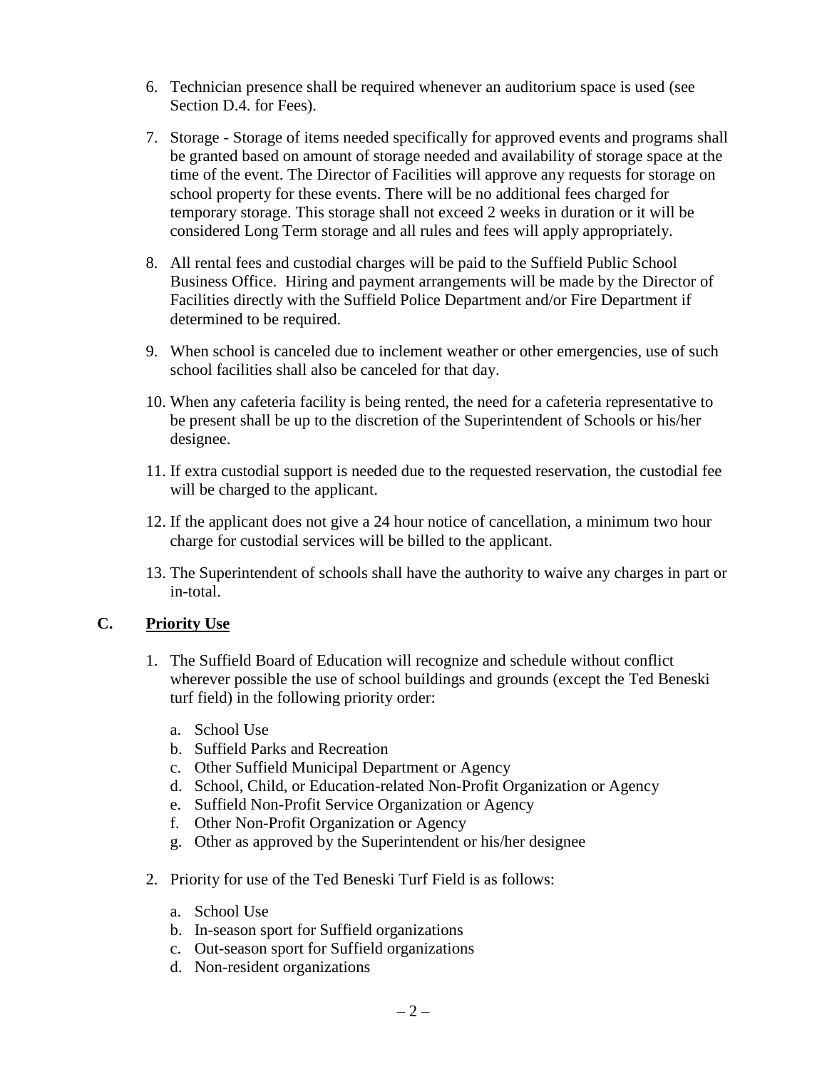6. Technician presence shall be required whenever an auditorium space is used (see Section D.4. for Fees).

7. Storage - Storage of items needed specifically for approved events and programs shall be granted based on amount of storage needed and availability of storage space at the time of the event. The Director of Facilities will approve any requests for storage on school property for these events. There will be no additional fees charged for temporary storage. This storage shall not exceed 2 weeks in duration or it will be considered Long Term storage and all rules and fees will apply appropriately.

8. All rental fees and custodial charges will be paid to the Suffield Public School Business Office. Hiring and payment arrangements will be made by the Director of Facilities directly with the Suffield Police Department and/or Fire Department if determined to be required.

9. When school is canceled due to inclement weather or other emergencies, use of such school facilities shall also be canceled for that day.

10. When any cafeteria facility is being rented, the need for a cafeteria representative to be present shall be up to the discretion of the Superintendent of Schools or his/her designee.

11. If extra custodial support is needed due to the requested reservation, the custodial fee will be charged to the applicant.

12. If the applicant does not give a 24 hour notice of cancellation, a minimum two hour charge for custodial services will be billed to the applicant.

13. The Superintendent of schools shall have the authority to waive any charges in part or in-total.

## C. <u>Priority Use</u>

1. The Suffield Board of Education will recognize and schedule without conflict wherever possible the use of school buildings and grounds (except the Ted Beneski turf field) in the following priority order:

   a. School Use
   b. Suffield Parks and Recreation
   c. Other Suffield Municipal Department or Agency
   d. School, Child, or Education-related Non-Profit Organization or Agency
   e. Suffield Non-Profit Service Organization or Agency
   f. Other Non-Profit Organization or Agency
   g. Other as approved by the Superintendent or his/her designee

2. Priority for use of the Ted Beneski Turf Field is as follows:

   a. School Use
   b. In-season sport for Suffield organizations
   c. Out-season sport for Suffield organizations
   d. Non-resident organizations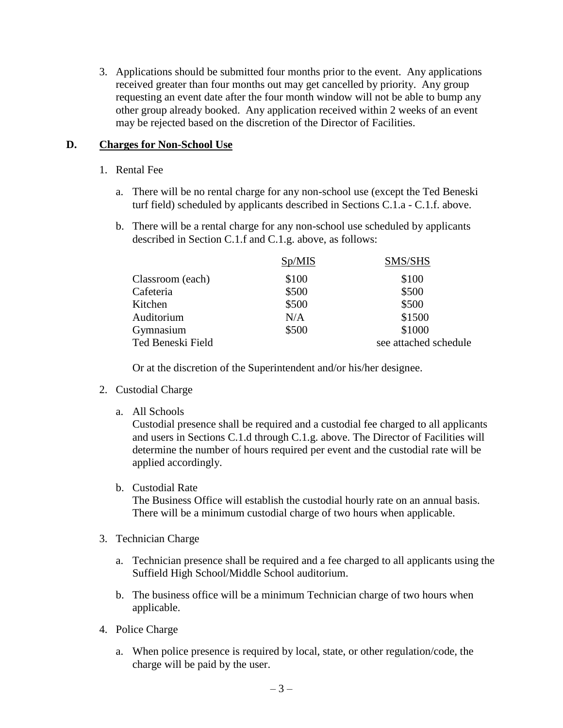3. Applications should be submitted four months prior to the event. Any applications received greater than four months out may get cancelled by priority. Any group requesting an event date after the four month window will not be able to bump any other group already booked. Any application received within 2 weeks of an event may be rejected based on the discretion of the Director of Facilities.

## D. Charges for Non-School Use

1. Rental Fee

   a. There will be no rental charge for any non-school use (except the Ted Beneski turf field) scheduled by applicants described in Sections C.1.a - C.1.f. above.

   b. There will be a rental charge for any non-school use scheduled by applicants described in Section C.1.f and C.1.g. above, as follows:

| | Sp/MIS | SMS/SHS |
|---|---|---|
| Classroom (each) | $100 | $100 |
| Cafeteria | $500 | $500 |
| Kitchen | $500 | $500 |
| Auditorium | N/A | $1500 |
| Gymnasium | $500 | $1000 |
| Ted Beneski Field | | see attached schedule |

   Or at the discretion of the Superintendent and/or his/her designee.

2. Custodial Charge

   a. All Schools
   Custodial presence shall be required and a custodial fee charged to all applicants and users in Sections C.1.d through C.1.g. above. The Director of Facilities will determine the number of hours required per event and the custodial rate will be applied accordingly.

   b. Custodial Rate
   The Business Office will establish the custodial hourly rate on an annual basis. There will be a minimum custodial charge of two hours when applicable.

3. Technician Charge

   a. Technician presence shall be required and a fee charged to all applicants using the Suffield High School/Middle School auditorium.

   b. The business office will be a minimum Technician charge of two hours when applicable.

4. Police Charge

   a. When police presence is required by local, state, or other regulation/code, the charge will be paid by the user.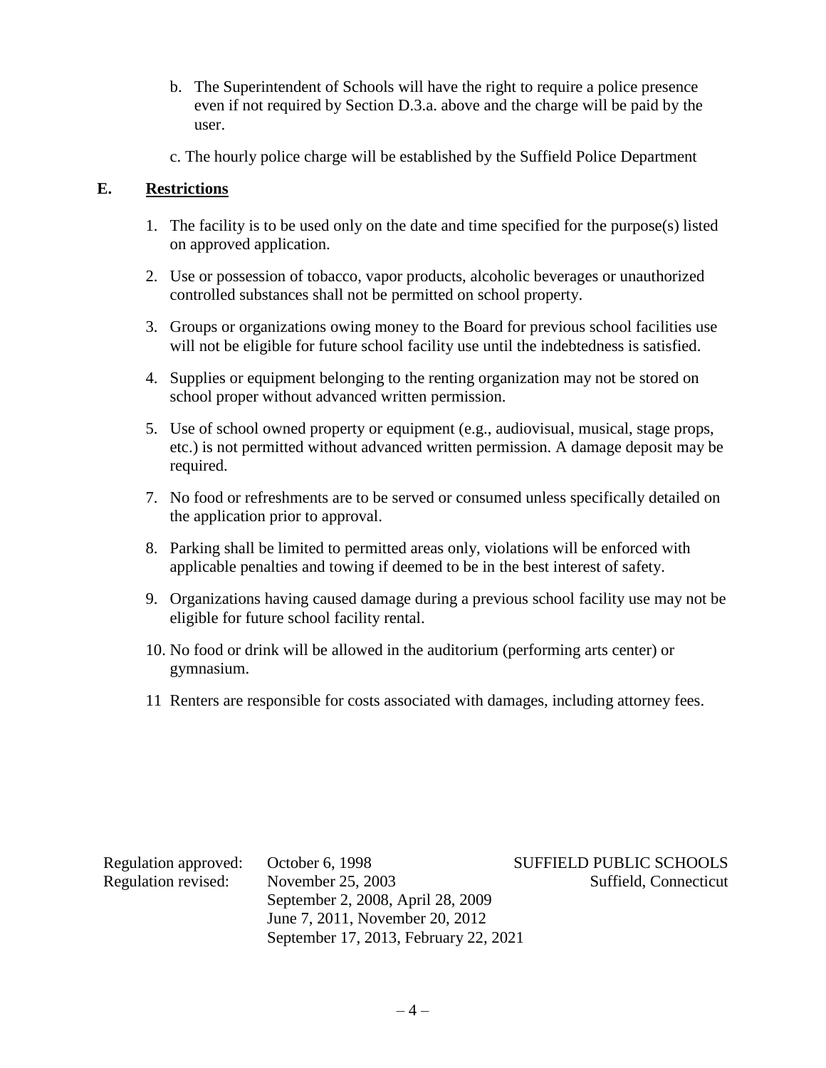b. The Superintendent of Schools will have the right to require a police presence even if not required by Section D.3.a. above and the charge will be paid by the user.

c. The hourly police charge will be established by the Suffield Police Department

## E. Restrictions

1. The facility is to be used only on the date and time specified for the purpose(s) listed on approved application.

2. Use or possession of tobacco, vapor products, alcoholic beverages or unauthorized controlled substances shall not be permitted on school property.

3. Groups or organizations owing money to the Board for previous school facilities use will not be eligible for future school facility use until the indebtedness is satisfied.

4. Supplies or equipment belonging to the renting organization may not be stored on school proper without advanced written permission.

5. Use of school owned property or equipment (e.g., audiovisual, musical, stage props, etc.) is not permitted without advanced written permission. A damage deposit may be required.

7. No food or refreshments are to be served or consumed unless specifically detailed on the application prior to approval.

8. Parking shall be limited to permitted areas only, violations will be enforced with applicable penalties and towing if deemed to be in the best interest of safety.

9. Organizations having caused damage during a previous school facility use may not be eligible for future school facility rental.

10. No food or drink will be allowed in the auditorium (performing arts center) or gymnasium.

11 Renters are responsible for costs associated with damages, including attorney fees.

Regulation approved: October 6, 1998
Regulation revised: November 25, 2003
September 2, 2008, April 28, 2009
June 7, 2011, November 20, 2012
September 17, 2013, February 22, 2021

SUFFIELD PUBLIC SCHOOLS
Suffield, Connecticut